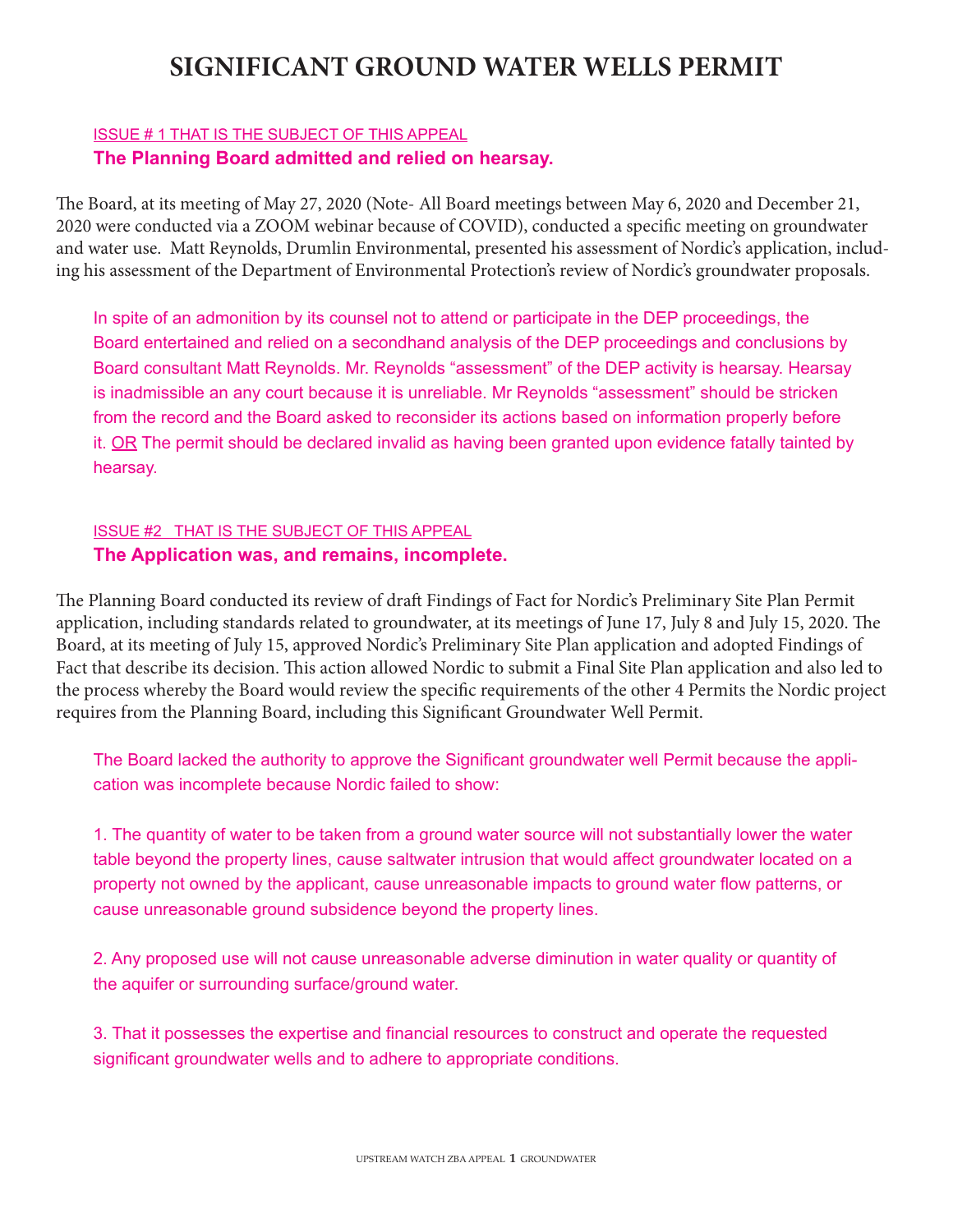# SIGNIFICANT GROUND WATER WELLS PERMIT

ISSUE # 1 THAT IS THE SUBJECT OF THIS APPEAL

**The Planning Board admitted and relied on hearsay.**

The Board, at its meeting of May 27, 2020 (Note- All Board meetings between May 6, 2020 and December 21, 2020 were conducted via a ZOOM webinar because of COVID), conducted a specific meeting on groundwater and water use. Matt Reynolds, Drumlin Environmental, presented his assessment of Nordic's application, including his assessment of the Department of Environmental Protection's review of Nordic's groundwater proposals.

In spite of an admonition by its counsel not to attend or participate in the DEP proceedings, the Board entertained and relied on a secondhand analysis of the DEP proceedings and conclusions by Board consultant Matt Reynolds. Mr. Reynolds "assessment" of the DEP activity is hearsay. Hearsay is inadmissible an any court because it is unreliable. Mr Reynolds "assessment" should be stricken from the record and the Board asked to reconsider its actions based on information properly before it. OR The permit should be declared invalid as having been granted upon evidence fatally tainted by hearsay.

ISSUE #2 THAT IS THE SUBJECT OF THIS APPEAL

**The Application was, and remains, incomplete.**

The Planning Board conducted its review of draft Findings of Fact for Nordic's Preliminary Site Plan Permit application, including standards related to groundwater, at its meetings of June 17, July 8 and July 15, 2020. The Board, at its meeting of July 15, approved Nordic's Preliminary Site Plan application and adopted Findings of Fact that describe its decision. This action allowed Nordic to submit a Final Site Plan application and also led to the process whereby the Board would review the specific requirements of the other 4 Permits the Nordic project requires from the Planning Board, including this Significant Groundwater Well Permit.

The Board lacked the authority to approve the Significant groundwater well Permit because the application was incomplete because Nordic failed to show:

1. The quantity of water to be taken from a ground water source will not substantially lower the water table beyond the property lines, cause saltwater intrusion that would affect groundwater located on a property not owned by the applicant, cause unreasonable impacts to ground water flow patterns, or cause unreasonable ground subsidence beyond the property lines.

2. Any proposed use will not cause unreasonable adverse diminution in water quality or quantity of the aquifer or surrounding surface/ground water.

3. That it possesses the expertise and financial resources to construct and operate the requested significant groundwater wells and to adhere to appropriate conditions.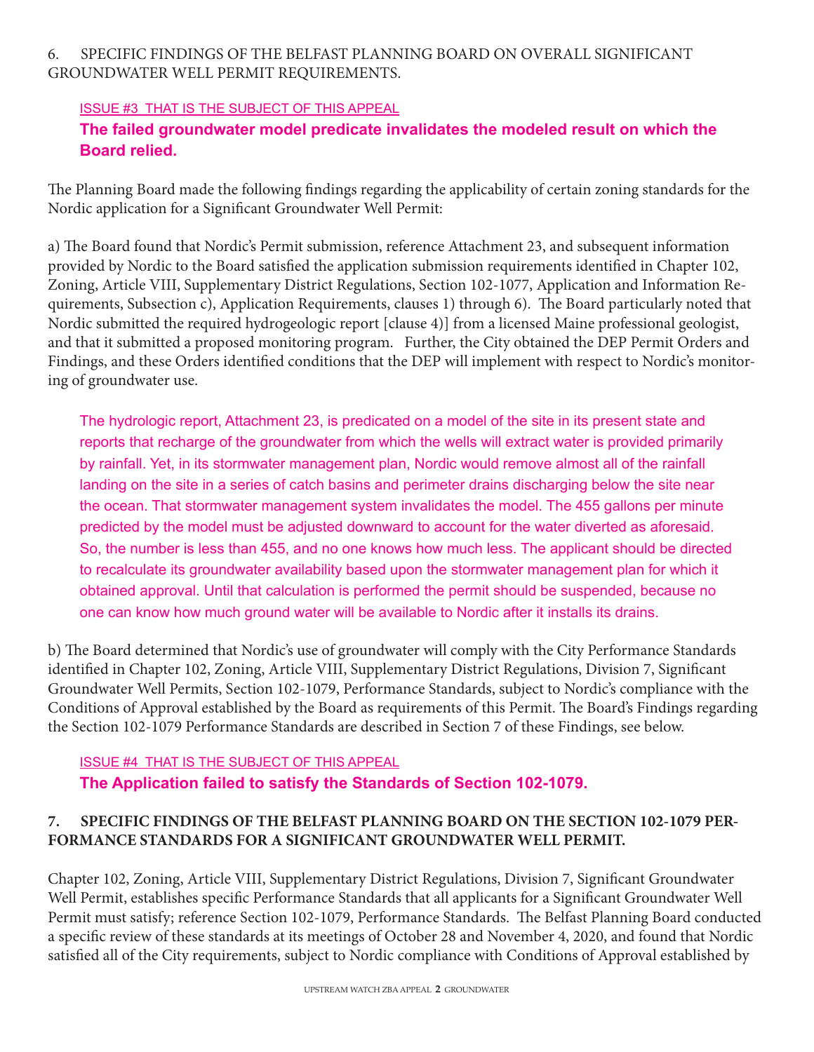6. SPECIFIC FINDINGS OF THE BELFAST PLANNING BOARD ON OVERALL SIGNIFICANT GROUNDWATER WELL PERMIT REQUIREMENTS.

ISSUE #3 THAT IS THE SUBJECT OF THIS APPEAL

**The failed groundwater model predicate invalidates the modeled result on which the Board relied.**

The Planning Board made the following findings regarding the applicability of certain zoning standards for the Nordic application for a Significant Groundwater Well Permit:

a) The Board found that Nordic's Permit submission, reference Attachment 23, and subsequent information provided by Nordic to the Board satisfied the application submission requirements identified in Chapter 102, Zoning, Article VIII, Supplementary District Regulations, Section 102-1077, Application and Information Requirements, Subsection c), Application Requirements, clauses 1) through 6). The Board particularly noted that Nordic submitted the required hydrogeologic report [clause 4)] from a licensed Maine professional geologist, and that it submitted a proposed monitoring program. Further, the City obtained the DEP Permit Orders and Findings, and these Orders identified conditions that the DEP will implement with respect to Nordic's monitoring of groundwater use.

> The hydrologic report, Attachment 23, is predicated on a model of the site in its present state and reports that recharge of the groundwater from which the wells will extract water is provided primarily by rainfall. Yet, in its stormwater management plan, Nordic would remove almost all of the rainfall landing on the site in a series of catch basins and perimeter drains discharging below the site near the ocean. That stormwater management system invalidates the model. The 455 gallons per minute predicted by the model must be adjusted downward to account for the water diverted as aforesaid. So, the number is less than 455, and no one knows how much less. The applicant should be directed to recalculate its groundwater availability based upon the stormwater management plan for which it obtained approval. Until that calculation is performed the permit should be suspended, because no one can know how much ground water will be available to Nordic after it installs its drains.

b) The Board determined that Nordic's use of groundwater will comply with the City Performance Standards identified in Chapter 102, Zoning, Article VIII, Supplementary District Regulations, Division 7, Significant Groundwater Well Permits, Section 102-1079, Performance Standards, subject to Nordic's compliance with the Conditions of Approval established by the Board as requirements of this Permit. The Board's Findings regarding the Section 102-1079 Performance Standards are described in Section 7 of these Findings, see below.

ISSUE #4 THAT IS THE SUBJECT OF THIS APPEAL

**The Application failed to satisfy the Standards of Section 102-1079.**

**7. SPECIFIC FINDINGS OF THE BELFAST PLANNING BOARD ON THE SECTION 102-1079 PERFORMANCE STANDARDS FOR A SIGNIFICANT GROUNDWATER WELL PERMIT.**

Chapter 102, Zoning, Article VIII, Supplementary District Regulations, Division 7, Significant Groundwater Well Permit, establishes specific Performance Standards that all applicants for a Significant Groundwater Well Permit must satisfy; reference Section 102-1079, Performance Standards. The Belfast Planning Board conducted a specific review of these standards at its meetings of October 28 and November 4, 2020, and found that Nordic satisfied all of the City requirements, subject to Nordic compliance with Conditions of Approval established by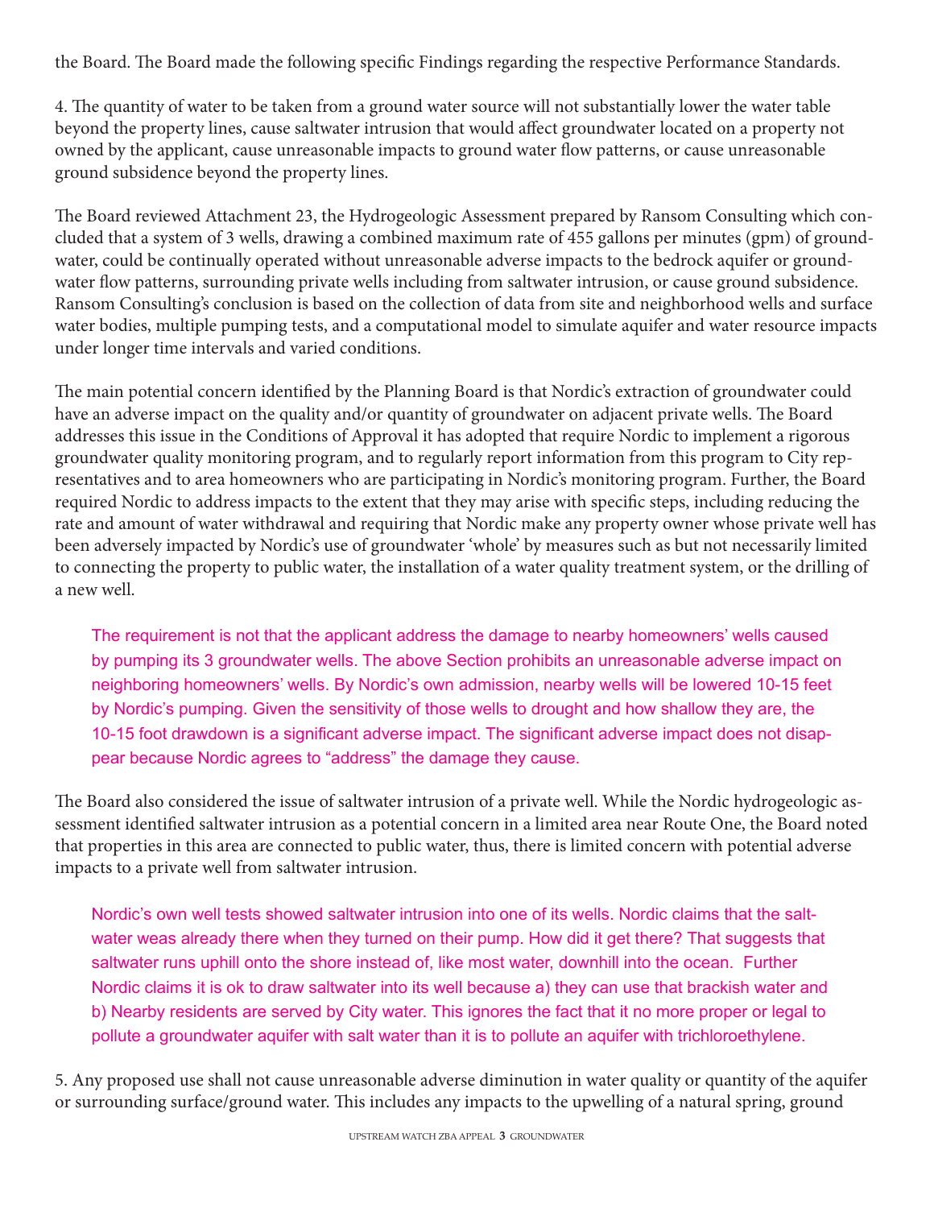the Board. The Board made the following specific Findings regarding the respective Performance Standards.

4. The quantity of water to be taken from a ground water source will not substantially lower the water table beyond the property lines, cause saltwater intrusion that would affect groundwater located on a property not owned by the applicant, cause unreasonable impacts to ground water flow patterns, or cause unreasonable ground subsidence beyond the property lines.

The Board reviewed Attachment 23, the Hydrogeologic Assessment prepared by Ransom Consulting which concluded that a system of 3 wells, drawing a combined maximum rate of 455 gallons per minutes (gpm) of groundwater, could be continually operated without unreasonable adverse impacts to the bedrock aquifer or groundwater flow patterns, surrounding private wells including from saltwater intrusion, or cause ground subsidence. Ransom Consulting's conclusion is based on the collection of data from site and neighborhood wells and surface water bodies, multiple pumping tests, and a computational model to simulate aquifer and water resource impacts under longer time intervals and varied conditions.

The main potential concern identified by the Planning Board is that Nordic's extraction of groundwater could have an adverse impact on the quality and/or quantity of groundwater on adjacent private wells. The Board addresses this issue in the Conditions of Approval it has adopted that require Nordic to implement a rigorous groundwater quality monitoring program, and to regularly report information from this program to City representatives and to area homeowners who are participating in Nordic's monitoring program. Further, the Board required Nordic to address impacts to the extent that they may arise with specific steps, including reducing the rate and amount of water withdrawal and requiring that Nordic make any property owner whose private well has been adversely impacted by Nordic's use of groundwater 'whole' by measures such as but not necessarily limited to connecting the property to public water, the installation of a water quality treatment system, or the drilling of a new well.

> The requirement is not that the applicant address the damage to nearby homeowners' wells caused by pumping its 3 groundwater wells. The above Section prohibits an unreasonable adverse impact on neighboring homeowners' wells. By Nordic's own admission, nearby wells will be lowered 10-15 feet by Nordic's pumping. Given the sensitivity of those wells to drought and how shallow they are, the 10-15 foot drawdown is a significant adverse impact. The significant adverse impact does not disappear because Nordic agrees to "address" the damage they cause.

The Board also considered the issue of saltwater intrusion of a private well. While the Nordic hydrogeologic assessment identified saltwater intrusion as a potential concern in a limited area near Route One, the Board noted that properties in this area are connected to public water, thus, there is limited concern with potential adverse impacts to a private well from saltwater intrusion.

> Nordic's own well tests showed saltwater intrusion into one of its wells. Nordic claims that the saltwater weas already there when they turned on their pump. How did it get there? That suggests that saltwater runs uphill onto the shore instead of, like most water, downhill into the ocean. Further Nordic claims it is ok to draw saltwater into its well because a) they can use that brackish water and b) Nearby residents are served by City water. This ignores the fact that it no more proper or legal to pollute a groundwater aquifer with salt water than it is to pollute an aquifer with trichloroethylene.

5. Any proposed use shall not cause unreasonable adverse diminution in water quality or quantity of the aquifer or surrounding surface/ground water. This includes any impacts to the upwelling of a natural spring, ground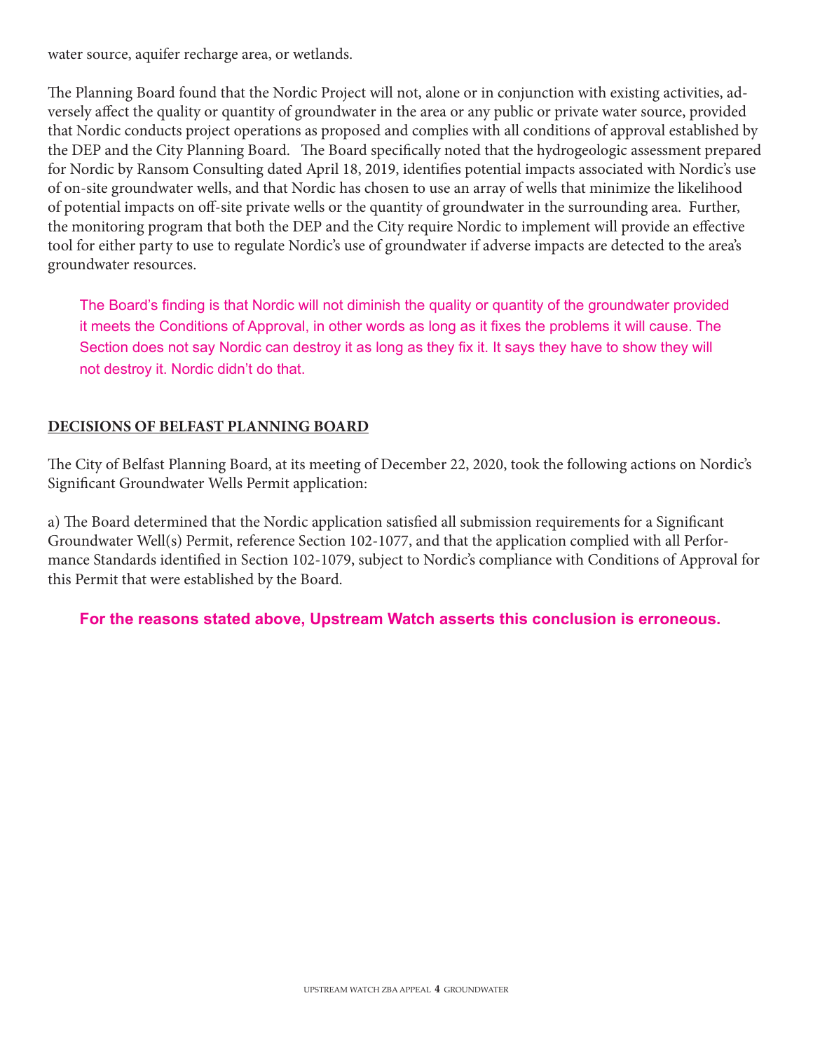water source, aquifer recharge area, or wetlands.

The Planning Board found that the Nordic Project will not, alone or in conjunction with existing activities, adversely affect the quality or quantity of groundwater in the area or any public or private water source, provided that Nordic conducts project operations as proposed and complies with all conditions of approval established by the DEP and the City Planning Board. The Board specifically noted that the hydrogeologic assessment prepared for Nordic by Ransom Consulting dated April 18, 2019, identifies potential impacts associated with Nordic's use of on-site groundwater wells, and that Nordic has chosen to use an array of wells that minimize the likelihood of potential impacts on off-site private wells or the quantity of groundwater in the surrounding area. Further, the monitoring program that both the DEP and the City require Nordic to implement will provide an effective tool for either party to use to regulate Nordic's use of groundwater if adverse impacts are detected to the area's groundwater resources.

> The Board's finding is that Nordic will not diminish the quality or quantity of the groundwater provided it meets the Conditions of Approval, in other words as long as it fixes the problems it will cause. The Section does not say Nordic can destroy it as long as they fix it. It says they have to show they will not destroy it. Nordic didn't do that.

## DECISIONS OF BELFAST PLANNING BOARD

The City of Belfast Planning Board, at its meeting of December 22, 2020, took the following actions on Nordic's Significant Groundwater Wells Permit application:

a) The Board determined that the Nordic application satisfied all submission requirements for a Significant Groundwater Well(s) Permit, reference Section 102-1077, and that the application complied with all Performance Standards identified in Section 102-1079, subject to Nordic's compliance with Conditions of Approval for this Permit that were established by the Board.

> **For the reasons stated above, Upstream Watch asserts this conclusion is erroneous.**